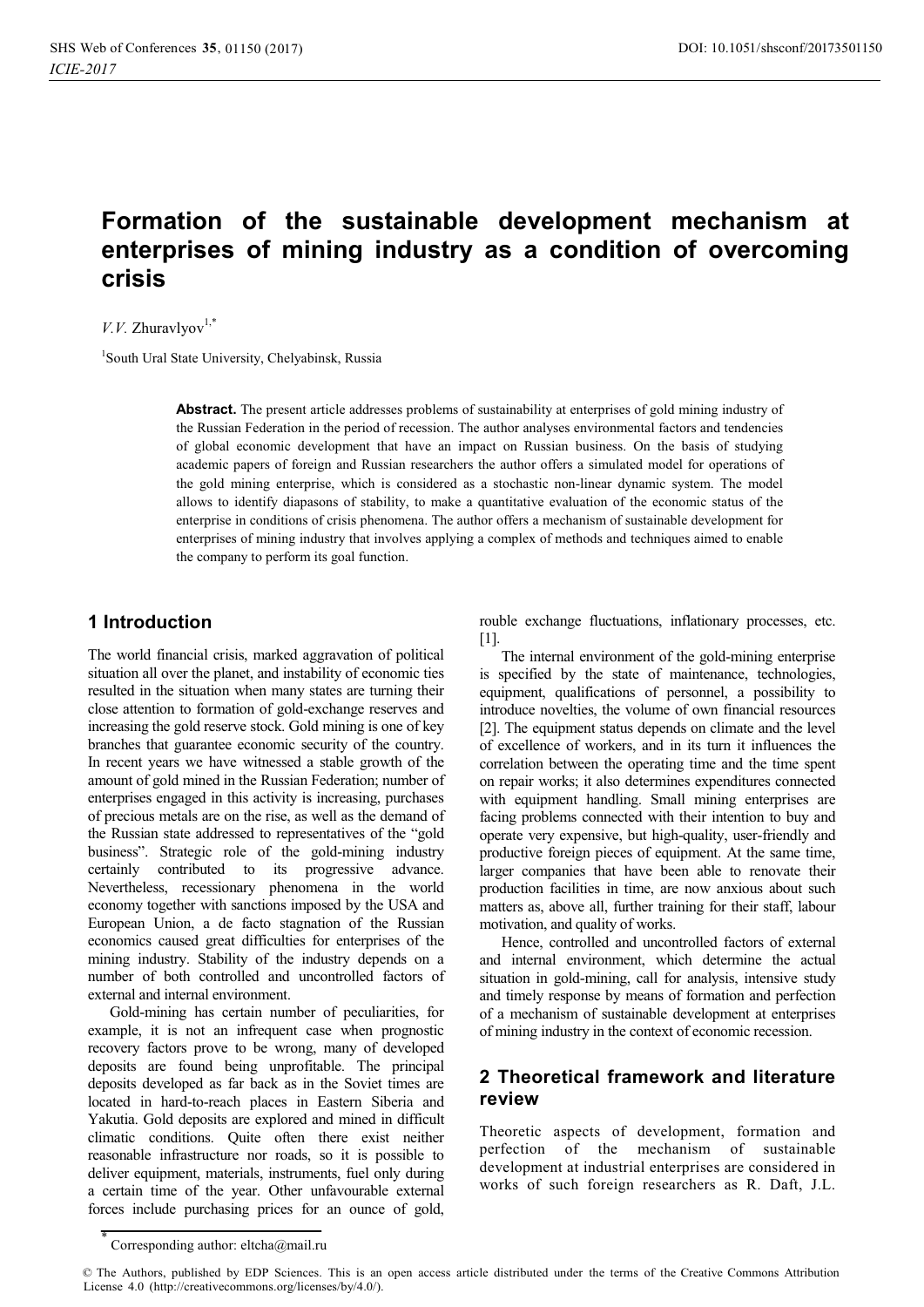# Formation of the sustainable development mechanism at enterprises of mining industry as a condition of overcoming crisis

*V.V.* Zhuravlyov[1,*]

[1]South Ural State University, Chelyabinsk, Russia

**Abstract.** The present article addresses problems of sustainability at enterprises of gold mining industry of the Russian Federation in the period of recession. The author analyses environmental factors and tendencies of global economic development that have an impact on Russian business. On the basis of studying academic papers of foreign and Russian researchers the author offers a simulated model for operations of the gold mining enterprise, which is considered as a stochastic non-linear dynamic system. The model allows to identify diapasons of stability, to make a quantitative evaluation of the economic status of the enterprise in conditions of crisis phenomena. The author offers a mechanism of sustainable development for enterprises of mining industry that involves applying a complex of methods and techniques aimed to enable the company to perform its goal function.

## 1 Introduction

The world financial crisis, marked aggravation of political situation all over the planet, and instability of economic ties resulted in the situation when many states are turning their close attention to formation of gold-exchange reserves and increasing the gold reserve stock. Gold mining is one of key branches that guarantee economic security of the country. In recent years we have witnessed a stable growth of the amount of gold mined in the Russian Federation; number of enterprises engaged in this activity is increasing, purchases of precious metals are on the rise, as well as the demand of the Russian state addressed to representatives of the "gold business". Strategic role of the gold-mining industry certainly contributed to its progressive advance. Nevertheless, recessionary phenomena in the world economy together with sanctions imposed by the USA and European Union, a de facto stagnation of the Russian economics caused great difficulties for enterprises of the mining industry. Stability of the industry depends on a number of both controlled and uncontrolled factors of external and internal environment.

Gold-mining has certain number of peculiarities, for example, it is not an infrequent case when prognostic recovery factors prove to be wrong, many of developed deposits are found being unprofitable. The principal deposits developed as far back as in the Soviet times are located in hard-to-reach places in Eastern Siberia and Yakutia. Gold deposits are explored and mined in difficult climatic conditions. Quite often there exist neither reasonable infrastructure nor roads, so it is possible to deliver equipment, materials, instruments, fuel only during a certain time of the year. Other unfavourable external forces include purchasing prices for an ounce of gold, rouble exchange fluctuations, inflationary processes, etc. [1].

The internal environment of the gold-mining enterprise is specified by the state of maintenance, technologies, equipment, qualifications of personnel, a possibility to introduce novelties, the volume of own financial resources [2]. The equipment status depends on climate and the level of excellence of workers, and in its turn it influences the correlation between the operating time and the time spent on repair works; it also determines expenditures connected with equipment handling. Small mining enterprises are facing problems connected with their intention to buy and operate very expensive, but high-quality, user-friendly and productive foreign pieces of equipment. At the same time, larger companies that have been able to renovate their production facilities in time, are now anxious about such matters as, above all, further training for their staff, labour motivation, and quality of works.

Hence, controlled and uncontrolled factors of external and internal environment, which determine the actual situation in gold-mining, call for analysis, intensive study and timely response by means of formation and perfection of a mechanism of sustainable development at enterprises of mining industry in the context of economic recession.

## 2 Theoretical framework and literature review

Theoretic aspects of development, formation and perfection of the mechanism of sustainable development at industrial enterprises are considered in works of such foreign researchers as R. Daft, J.L.

\* Corresponding author: eltcha@mail.ru

© The Authors, published by EDP Sciences. This is an open access article distributed under the terms of the Creative Commons Attribution License 4.0 (http://creativecommons.org/licenses/by/4.0/).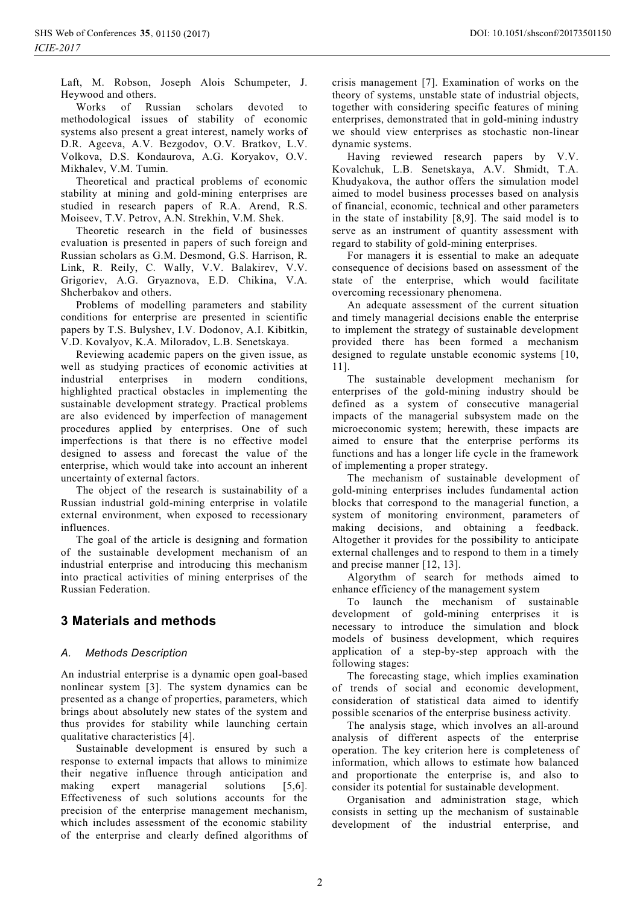Laft, M. Robson, Joseph Alois Schumpeter, J. Heywood and others.

Works of Russian scholars devoted to methodological issues of stability of economic systems also present a great interest, namely works of D.R. Ageeva, A.V. Bezgodov, O.V. Bratkov, L.V. Volkova, D.S. Kondaurova, A.G. Koryakov, O.V. Mikhalev, V.M. Tumin.

Theoretical and practical problems of economic stability at mining and gold-mining enterprises are studied in research papers of R.A. Arend, R.S. Moiseev, T.V. Petrov, A.N. Strekhin, V.M. Shek.

Theoretic research in the field of businesses evaluation is presented in papers of such foreign and Russian scholars as G.M. Desmond, G.S. Harrison, R. Link, R. Reily, C. Wally, V.V. Balakirev, V.V. Grigoriev, A.G. Gryaznova, E.D. Chikina, V.A. Shcherbakov and others.

Problems of modelling parameters and stability conditions for enterprise are presented in scientific papers by T.S. Bulyshev, I.V. Dodonov, A.I. Kibitkin, V.D. Kovalyov, K.A. Miloradov, L.B. Senetskaya.

Reviewing academic papers on the given issue, as well as studying practices of economic activities at industrial enterprises in modern conditions, highlighted practical obstacles in implementing the sustainable development strategy. Practical problems are also evidenced by imperfection of management procedures applied by enterprises. One of such imperfections is that there is no effective model designed to assess and forecast the value of the enterprise, which would take into account an inherent uncertainty of external factors.

The object of the research is sustainability of a Russian industrial gold-mining enterprise in volatile external environment, when exposed to recessionary influences.

The goal of the article is designing and formation of the sustainable development mechanism of an industrial enterprise and introducing this mechanism into practical activities of mining enterprises of the Russian Federation.

## 3 Materials and methods

### *A. Methods Description*

An industrial enterprise is a dynamic open goal-based nonlinear system [3]. The system dynamics can be presented as a change of properties, parameters, which brings about absolutely new states of the system and thus provides for stability while launching certain qualitative characteristics [4].

Sustainable development is ensured by such a response to external impacts that allows to minimize their negative influence through anticipation and making expert managerial solutions [5,6]. Effectiveness of such solutions accounts for the precision of the enterprise management mechanism, which includes assessment of the economic stability of the enterprise and clearly defined algorithms of crisis management [7]. Examination of works on the theory of systems, unstable state of industrial objects, together with considering specific features of mining enterprises, demonstrated that in gold-mining industry we should view enterprises as stochastic non-linear dynamic systems.

Having reviewed research papers by V.V. Kovalchuk, L.B. Senetskaya, A.V. Shmidt, T.A. Khudyakova, the author offers the simulation model aimed to model business processes based on analysis of financial, economic, technical and other parameters in the state of instability [8,9]. The said model is to serve as an instrument of quantity assessment with regard to stability of gold-mining enterprises.

For managers it is essential to make an adequate consequence of decisions based on assessment of the state of the enterprise, which would facilitate overcoming recessionary phenomena.

An adequate assessment of the current situation and timely managerial decisions enable the enterprise to implement the strategy of sustainable development provided there has been formed a mechanism designed to regulate unstable economic systems [10, 11].

The sustainable development mechanism for enterprises of the gold-mining industry should be defined as a system of consecutive managerial impacts of the managerial subsystem made on the microeconomic system; herewith, these impacts are aimed to ensure that the enterprise performs its functions and has a longer life cycle in the framework of implementing a proper strategy.

The mechanism of sustainable development of gold-mining enterprises includes fundamental action blocks that correspond to the managerial function, a system of monitoring environment, parameters of making decisions, and obtaining a feedback. Altogether it provides for the possibility to anticipate external challenges and to respond to them in a timely and precise manner [12, 13].

Algorythm of search for methods aimed to enhance efficiency of the management system

To launch the mechanism of sustainable development of gold-mining enterprises it is necessary to introduce the simulation and block models of business development, which requires application of a step-by-step approach with the following stages:

The forecasting stage, which implies examination of trends of social and economic development, consideration of statistical data aimed to identify possible scenarios of the enterprise business activity.

The analysis stage, which involves an all-around analysis of different aspects of the enterprise operation. The key criterion here is completeness of information, which allows to estimate how balanced and proportionate the enterprise is, and also to consider its potential for sustainable development.

Organisation and administration stage, which consists in setting up the mechanism of sustainable development of the industrial enterprise, and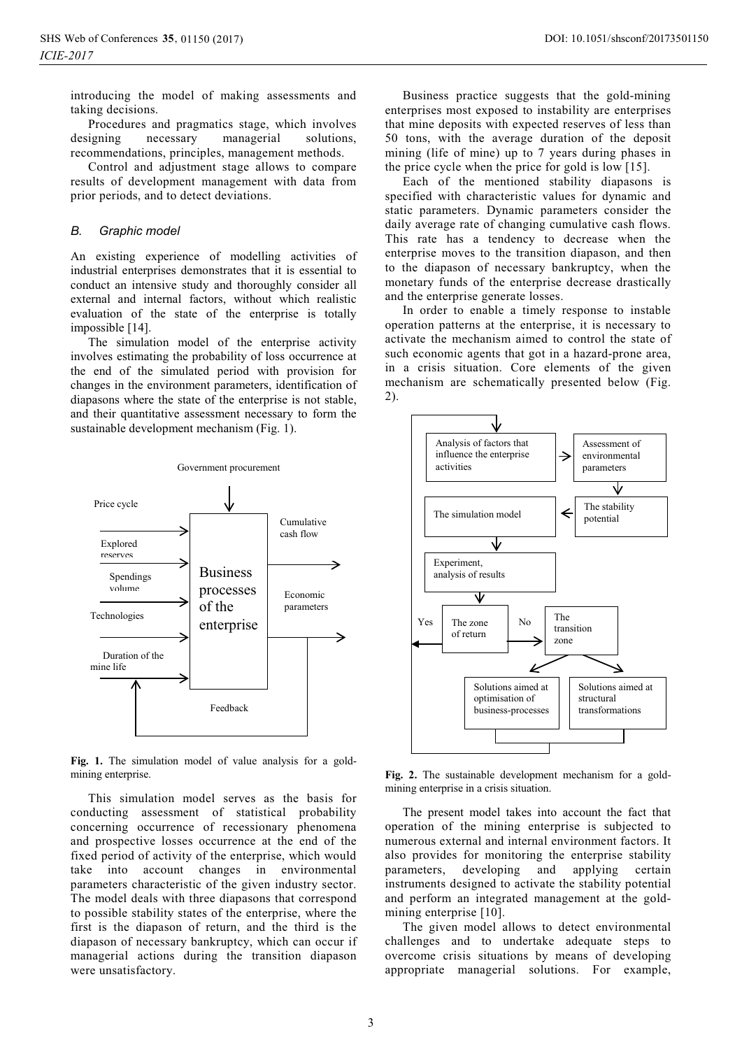introducing the model of making assessments and taking decisions.

Procedures and pragmatics stage, which involves designing necessary managerial solutions, recommendations, principles, management methods.

Control and adjustment stage allows to compare results of development management with data from prior periods, and to detect deviations.

### *B. Graphic model*

An existing experience of modelling activities of industrial enterprises demonstrates that it is essential to conduct an intensive study and thoroughly consider all external and internal factors, without which realistic evaluation of the state of the enterprise is totally impossible [14].

The simulation model of the enterprise activity involves estimating the probability of loss occurrence at the end of the simulated period with provision for changes in the environment parameters, identification of diapasons where the state of the enterprise is not stable, and their quantitative assessment necessary to form the sustainable development mechanism (Fig. 1).

Government procurement

Price cycle

Explored reserves

Spendings volume

Technologies

Duration of the mine life

Business processes of the enterprise

Cumulative cash flow

Economic parameters

Feedback

**Fig. 1.** The simulation model of value analysis for a gold-mining enterprise.

This simulation model serves as the basis for conducting assessment of statistical probability concerning occurrence of recessionary phenomena and prospective losses occurrence at the end of the fixed period of activity of the enterprise, which would take into account changes in environmental parameters characteristic of the given industry sector. The model deals with three diapasons that correspond to possible stability states of the enterprise, where the first is the diapason of return, and the third is the diapason of necessary bankruptcy, which can occur if managerial actions during the transition diapason were unsatisfactory.

Business practice suggests that the gold-mining enterprises most exposed to instability are enterprises that mine deposits with expected reserves of less than 50 tons, with the average duration of the deposit mining (life of mine) up to 7 years during phases in the price cycle when the price for gold is low [15].

Each of the mentioned stability diapasons is specified with characteristic values for dynamic and static parameters. Dynamic parameters consider the daily average rate of changing cumulative cash flows. This rate has a tendency to decrease when the enterprise moves to the transition diapason, and then to the diapason of necessary bankruptcy, when the monetary funds of the enterprise decrease drastically and the enterprise generate losses.

In order to enable a timely response to instable operation patterns at the enterprise, it is necessary to activate the mechanism aimed to control the state of such economic agents that got in a hazard-prone area, in a crisis situation. Core elements of the given mechanism are schematically presented below (Fig. 2).

Analysis of factors that influence the enterprise activities

Assessment of environmental parameters

The simulation model

The stability potential

Experiment, analysis of results

Yes

The zone of return

No

The transition zone

Solutions aimed at optimisation of business-processes

Solutions aimed at structural transformations

**Fig. 2.** The sustainable development mechanism for a gold-mining enterprise in a crisis situation.

The present model takes into account the fact that operation of the mining enterprise is subjected to numerous external and internal environment factors. It also provides for monitoring the enterprise stability parameters, developing and applying certain instruments designed to activate the stability potential and perform an integrated management at the gold-mining enterprise [10].

The given model allows to detect environmental challenges and to undertake adequate steps to overcome crisis situations by means of developing appropriate managerial solutions. For example,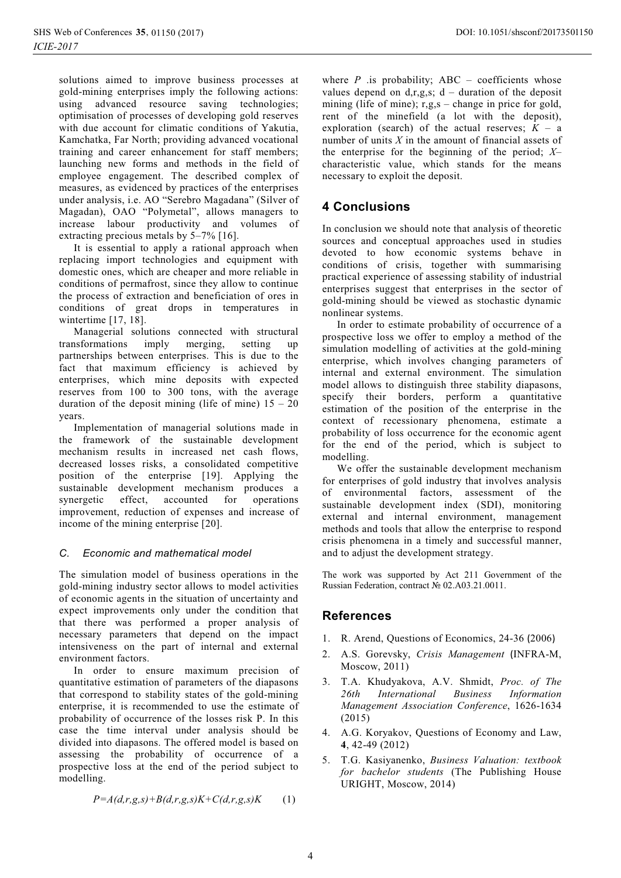solutions aimed to improve business processes at gold-mining enterprises imply the following actions: using advanced resource saving technologies; optimisation of processes of developing gold reserves with due account for climatic conditions of Yakutia, Kamchatka, Far North; providing advanced vocational training and career enhancement for staff members; launching new forms and methods in the field of employee engagement. The described complex of measures, as evidenced by practices of the enterprises under analysis, i.e. AO "Serebro Magadana" (Silver of Magadan), OAO "Polymetal", allows managers to increase labour productivity and volumes of extracting precious metals by 5–7% [16].

It is essential to apply a rational approach when replacing import technologies and equipment with domestic ones, which are cheaper and more reliable in conditions of permafrost, since they allow to continue the process of extraction and beneficiation of ores in conditions of great drops in temperatures in wintertime [17, 18].

Managerial solutions connected with structural transformations imply merging, setting up partnerships between enterprises. This is due to the fact that maximum efficiency is achieved by enterprises, which mine deposits with expected reserves from 100 to 300 tons, with the average duration of the deposit mining (life of mine) 15 – 20 years.

Implementation of managerial solutions made in the framework of the sustainable development mechanism results in increased net cash flows, decreased losses risks, a consolidated competitive position of the enterprise [19]. Applying the sustainable development mechanism produces a synergetic effect, accounted for operations improvement, reduction of expenses and increase of income of the mining enterprise [20].

### *C. Economic and mathematical model*

The simulation model of business operations in the gold-mining industry sector allows to model activities of economic agents in the situation of uncertainty and expect improvements only under the condition that that there was performed a proper analysis of necessary parameters that depend on the impact intensiveness on the part of internal and external environment factors.

In order to ensure maximum precision of quantitative estimation of parameters of the diapasons that correspond to stability states of the gold-mining enterprise, it is recommended to use the estimate of probability of occurrence of the losses risk P. In this case the time interval under analysis should be divided into diapasons. The offered model is based on assessing the probability of occurrence of a prospective loss at the end of the period subject to modelling.

$$P=A(d,r,g,s)+B(d,r,g,s)K+C(d,r,g,s)K \qquad (1)$$

where $P$ .is probability; ABC – coefficients whose values depend on d,r,g,s; d – duration of the deposit mining (life of mine); r,g,s – change in price for gold, rent of the minefield (a lot with the deposit), exploration (search) of the actual reserves; $K$ – a number of units $X$ in the amount of financial assets of the enterprise for the beginning of the period; $X$– characteristic value, which stands for the means necessary to exploit the deposit.

## 4 Conclusions

In conclusion we should note that analysis of theoretic sources and conceptual approaches used in studies devoted to how economic systems behave in conditions of crisis, together with summarising practical experience of assessing stability of industrial enterprises suggest that enterprises in the sector of gold-mining should be viewed as stochastic dynamic nonlinear systems.

In order to estimate probability of occurrence of a prospective loss we offer to employ a method of the simulation modelling of activities at the gold-mining enterprise, which involves changing parameters of internal and external environment. The simulation model allows to distinguish three stability diapasons, specify their borders, perform a quantitative estimation of the position of the enterprise in the context of recessionary phenomena, estimate a probability of loss occurrence for the economic agent for the end of the period, which is subject to modelling.

We offer the sustainable development mechanism for enterprises of gold industry that involves analysis of environmental factors, assessment of the sustainable development index (SDI), monitoring external and internal environment, management methods and tools that allow the enterprise to respond crisis phenomena in a timely and successful manner, and to adjust the development strategy.

The work was supported by Act 211 Government of the Russian Federation, contract № 02.A03.21.0011.

## References

1. R. Arend, Questions of Economics, 24-36 (2006)
2. A.S. Gorevsky, *Crisis Management* (INFRA-M, Moscow, 2011)
3. T.A. Khudyakova, A.V. Shmidt, *Proc. of The 26th International Business Information Management Association Conference*, 1626-1634 (2015)
4. A.G. Koryakov, Questions of Economy and Law, **4**, 42-49 (2012)
5. T.G. Kasiyanenko, *Business Valuation: textbook for bachelor students* (The Publishing House URIGHT, Moscow, 2014)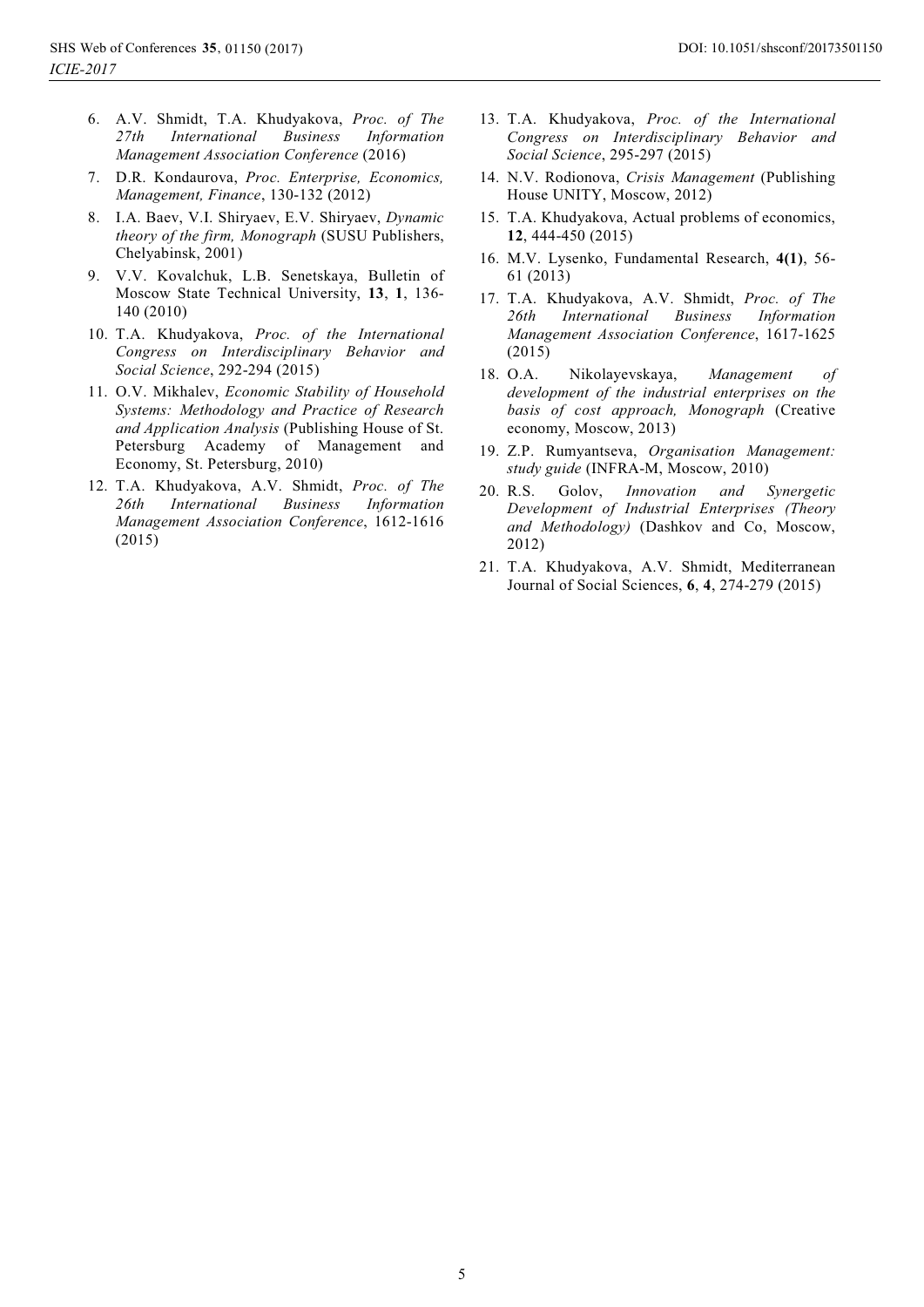6. A.V. Shmidt, T.A. Khudyakova, *Proc. of The 27th International Business Information Management Association Conference* (2016)
7. D.R. Kondaurova, *Proc. Enterprise, Economics, Management, Finance*, 130-132 (2012)
8. I.A. Baev, V.I. Shiryaev, E.V. Shiryaev, *Dynamic theory of the firm, Monograph* (SUSU Publishers, Chelyabinsk, 2001)
9. V.V. Kovalchuk, L.B. Senetskaya, Bulletin of Moscow State Technical University, **13**, **1**, 136-140 (2010)
10. T.A. Khudyakova, *Proc. of the International Congress on Interdisciplinary Behavior and Social Science*, 292-294 (2015)
11. O.V. Mikhalev, *Economic Stability of Household Systems: Methodology and Practice of Research and Application Analysis* (Publishing House of St. Petersburg Academy of Management and Economy, St. Petersburg, 2010)
12. T.A. Khudyakova, A.V. Shmidt, *Proc. of The 26th International Business Information Management Association Conference*, 1612-1616 (2015)
13. T.A. Khudyakova, *Proc. of the International Congress on Interdisciplinary Behavior and Social Science*, 295-297 (2015)
14. N.V. Rodionova, *Crisis Management* (Publishing House UNITY, Moscow, 2012)
15. T.A. Khudyakova, Actual problems of economics, **12**, 444-450 (2015)
16. M.V. Lysenko, Fundamental Research, **4(1)**, 56-61 (2013)
17. T.A. Khudyakova, A.V. Shmidt, *Proc. of The 26th International Business Information Management Association Conference*, 1617-1625 (2015)
18. O.A. Nikolayevskaya, *Management of development of the industrial enterprises on the basis of cost approach, Monograph* (Creative economy, Moscow, 2013)
19. Z.P. Rumyantseva, *Organisation Management: study guide* (INFRA-M, Moscow, 2010)
20. R.S. Golov, *Innovation and Synergetic Development of Industrial Enterprises (Theory and Methodology)* (Dashkov and Co, Moscow, 2012)
21. T.A. Khudyakova, A.V. Shmidt, Mediterranean Journal of Social Sciences, **6**, **4**, 274-279 (2015)